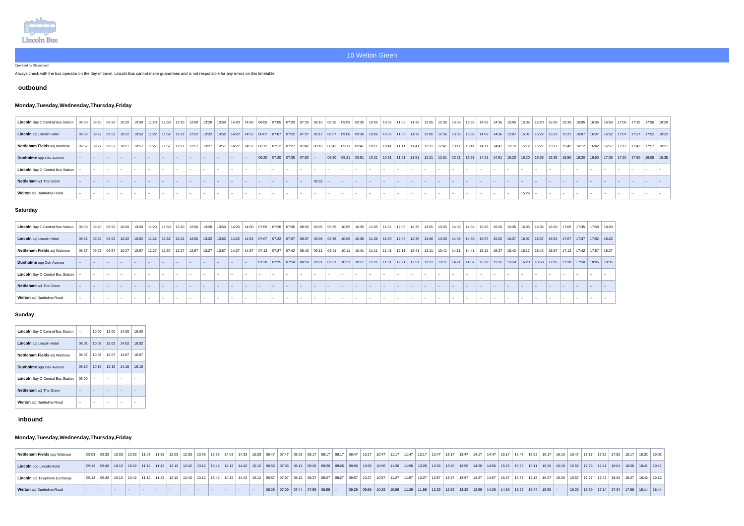# 10 Welton Green

Operated by Stagecoach

Always check with the bus operator on the day of travel. Lincoln Bus cannot make guarantees and is not responsible for any errors on this timetable.

## outbound

### Monday,Tuesday,Wednesday,Thursday,Friday

| **Lincoln** Bay C Central Bus Station | 08:50 | 09:20 | 09:50 | 10:20 | 10:50 | 11:20 | 11:50 | 12:20 | 12:50 | 13:20 | 13:50 | 14:20 | 14:50 | 06:05 | 07:05 | 07:20 | 07:35 | 08:10 | 08:35 | 09:05 | 09:35 | 10:05 | 10:35 | 11:05 | 11:35 | 12:05 | 12:35 | 13:05 | 13:35 | 14:05 | 14:35 | 15:05 | 15:05 | 15:20 | 15:20 | 15:35 | 16:05 | 16:35 | 16:50 | 17:05 | 17:35 | 17:50 | 18:20 |
|---|---|---|---|---|---|---|---|---|---|---|---|---|---|---|---|---|---|---|---|---|---|---|---|---|---|---|---|---|---|---|---|---|---|---|---|---|---|---|---|---|---|---|---|
| **Lincoln** adj Lincoln Hotel | 08:52 | 09:22 | 09:52 | 10:22 | 10:52 | 11:22 | 11:52 | 12:22 | 12:52 | 13:22 | 13:52 | 14:22 | 14:52 | 06:07 | 07:07 | 07:22 | 07:37 | 08:12 | 08:37 | 09:06 | 09:36 | 10:06 | 10:36 | 11:06 | 11:36 | 12:06 | 12:36 | 13:06 | 13:36 | 14:06 | 14:36 | 15:07 | 15:07 | 15:22 | 15:22 | 15:37 | 16:07 | 16:37 | 16:52 | 17:07 | 17:37 | 17:52 | 18:22 |
| **Nettleham Fields** adj Waitrose | 08:57 | 09:27 | 09:57 | 10:27 | 10:57 | 11:27 | 11:57 | 12:27 | 12:57 | 13:27 | 13:57 | 14:27 | 14:57 | 06:12 | 07:12 | 07:27 | 07:42 | 08:18 | 08:42 | 09:11 | 09:41 | 10:11 | 10:41 | 11:11 | 11:41 | 12:11 | 12:41 | 13:11 | 13:41 | 14:11 | 14:41 | 15:12 | 15:12 | 15:27 | 15:27 | 15:42 | 16:12 | 16:42 | 16:57 | 17:12 | 17:42 | 17:57 | 18:27 |
| **Dunholme** opp Oak Avenue | -- | -- | -- | -- | -- | -- | -- | -- | -- | -- | -- | -- | -- | 06:20 | 07:20 | 07:35 | 07:50 | -- | 08:50 | 09:21 | 09:51 | 10:21 | 10:51 | 11:21 | 11:51 | 12:21 | 12:51 | 13:21 | 13:51 | 14:21 | 14:51 | 15:20 | 15:20 | 15:35 | 15:35 | 15:50 | 16:20 | 16:50 | 17:05 | 17:20 | 17:50 | 18:05 | 18:35 |
| **Lincoln** Bay O Central Bus Station | -- | -- | -- | -- | -- | -- | -- | -- | -- | -- | -- | -- | -- | -- | -- | -- | -- | -- | -- | -- | -- | -- | -- | -- | -- | -- | -- | -- | -- | -- | -- | -- | -- | -- | -- | -- | -- | -- | -- | -- | -- | -- | -- |
| **Nettleham** adj The Green | -- | -- | -- | -- | -- | -- | -- | -- | -- | -- | -- | -- | -- | -- | -- | -- | -- | 08:32 | -- | -- | -- | -- | -- | -- | -- | -- | -- | -- | -- | -- | -- | -- | -- | -- | -- | -- | -- | -- | -- | -- | -- | -- | -- |
| **Welton** adj Dunholme Road | -- | -- | -- | -- | -- | -- | -- | -- | -- | -- | -- | -- | -- | -- | -- | -- | -- | -- | -- | -- | -- | -- | -- | -- | -- | -- | -- | -- | -- | -- | -- | 15:26 | -- | -- | -- | -- | -- | -- | -- | -- | -- | -- | -- |

### Saturday

| **Lincoln** Bay C Central Bus Station | 08:50 | 09:20 | 09:50 | 10:20 | 10:50 | 11:20 | 11:50 | 12:20 | 12:50 | 13:20 | 13:50 | 14:20 | 14:50 | 07:05 | 07:20 | 07:35 | 08:35 | 09:05 | 09:35 | 10:05 | 10:35 | 11:05 | 11:35 | 12:05 | 12:35 | 13:05 | 13:35 | 14:05 | 14:35 | 15:05 | 15:20 | 15:35 | 16:05 | 16:35 | 16:50 | 17:05 | 17:35 | 17:50 | 18:20 |
|---|---|---|---|---|---|---|---|---|---|---|---|---|---|---|---|---|---|---|---|---|---|---|---|---|---|---|---|---|---|---|---|---|---|---|---|---|---|---|---|
| **Lincoln** adj Lincoln Hotel | 08:52 | 09:22 | 09:52 | 10:22 | 10:52 | 11:22 | 11:52 | 12:22 | 12:52 | 13:22 | 13:52 | 14:22 | 14:52 | 07:07 | 07:22 | 07:37 | 08:37 | 09:06 | 09:36 | 10:06 | 10:36 | 11:06 | 11:36 | 12:06 | 12:36 | 13:06 | 13:36 | 14:06 | 14:36 | 15:07 | 15:22 | 15:37 | 16:07 | 16:37 | 16:52 | 17:07 | 17:37 | 17:52 | 18:22 |
| **Nettleham Fields** adj Waitrose | 08:57 | 09:27 | 09:57 | 10:27 | 10:57 | 11:27 | 11:57 | 12:27 | 12:57 | 13:27 | 13:57 | 14:27 | 14:57 | 07:12 | 07:27 | 07:42 | 08:42 | 09:11 | 09:41 | 10:11 | 10:41 | 11:11 | 11:41 | 12:11 | 12:41 | 13:11 | 13:41 | 14:11 | 14:41 | 15:12 | 15:27 | 15:42 | 16:12 | 16:42 | 16:57 | 17:12 | 17:42 | 17:57 | 18:27 |
| **Dunholme** opp Oak Avenue | -- | -- | -- | -- | -- | -- | -- | -- | -- | -- | -- | -- | -- | 07:20 | 07:35 | 07:50 | 08:50 | 09:21 | 09:51 | 10:21 | 10:51 | 11:21 | 11:51 | 12:21 | 12:51 | 13:21 | 13:51 | 14:21 | 14:51 | 15:20 | 15:35 | 15:50 | 16:20 | 16:50 | 17:05 | 17:20 | 17:50 | 18:05 | 18:35 |
| **Lincoln** Bay O Central Bus Station | -- | -- | -- | -- | -- | -- | -- | -- | -- | -- | -- | -- | -- | -- | -- | -- | -- | -- | -- | -- | -- | -- | -- | -- | -- | -- | -- | -- | -- | -- | -- | -- | -- | -- | -- | -- | -- | -- | -- |
| **Nettleham** adj The Green | -- | -- | -- | -- | -- | -- | -- | -- | -- | -- | -- | -- | -- | -- | -- | -- | -- | -- | -- | -- | -- | -- | -- | -- | -- | -- | -- | -- | -- | -- | -- | -- | -- | -- | -- | -- | -- | -- | -- |
| **Welton** adj Dunholme Road | -- | -- | -- | -- | -- | -- | -- | -- | -- | -- | -- | -- | -- | -- | -- | -- | -- | -- | -- | -- | -- | -- | -- | -- | -- | -- | -- | -- | -- | -- | -- | -- | -- | -- | -- | -- | -- | -- | -- |

### Sunday

| **Lincoln** Bay C Central Bus Station | -- | 10:00 | 12:00 | 14:00 | 16:00 |
|---|---|---|---|---|---|
| **Lincoln** adj Lincoln Hotel | 08:01 | 10:02 | 12:02 | 14:02 | 16:02 |
| **Nettleham Fields** adj Waitrose | 08:07 | 10:07 | 12:07 | 14:07 | 16:07 |
| **Dunholme** opp Oak Avenue | 08:15 | 10:15 | 12:15 | 14:15 | 16:15 |
| **Lincoln** Bay O Central Bus Station | 08:00 | -- | -- | -- | -- |
| **Nettleham** adj The Green | -- | -- | -- | -- | -- |
| **Welton** adj Dunholme Road | -- | -- | -- | -- | -- |

## inbound

### Monday,Tuesday,Wednesday,Thursday,Friday

| **Nettleham Fields** opp Waitrose | 09:03 | 09:33 | 10:03 | 10:33 | 11:03 | 11:33 | 12:03 | 12:33 | 13:03 | 13:33 | 14:03 | 14:33 | 15:03 | 06:47 | 07:47 | 08:02 | 08:17 | 09:17 | 09:17 | 09:47 | 10:17 | 10:47 | 11:17 | 11:47 | 12:17 | 12:47 | 13:17 | 13:47 | 14:17 | 14:47 | 15:17 | 15:47 | 16:02 | 16:17 | 16:10 | 16:47 | 17:17 | 17:32 | 17:52 | 18:17 | 18:32 | 19:02 |
|---|---|---|---|---|---|---|---|---|---|---|---|---|---|---|---|---|---|---|---|---|---|---|---|---|---|---|---|---|---|---|---|---|---|---|---|---|---|---|---|---|---|---|
| **Lincoln** opp Lincoln Hotel | 09:12 | 09:42 | 10:12 | 10:42 | 11:12 | 11:42 | 12:12 | 12:42 | 13:12 | 13:42 | 14:12 | 14:42 | 15:12 | 06:56 | 07:56 | 08:11 | 08:26 | 09:26 | 09:26 | 09:56 | 10:26 | 10:56 | 11:26 | 11:56 | 12:26 | 12:56 | 13:26 | 13:56 | 14:26 | 14:56 | 15:26 | 15:56 | 16:11 | 16:26 | 16:19 | 16:56 | 17:26 | 17:41 | 18:01 | 18:26 | 18:41 | 19:11 |
| **Lincoln** adj Telephone Exchange | 09:12 | 09:42 | 10:12 | 10:42 | 11:12 | 11:42 | 12:12 | 12:42 | 13:12 | 13:42 | 14:12 | 14:42 | 15:12 | 06:57 | 07:57 | 08:12 | 08:27 | 09:27 | 09:27 | 09:57 | 10:27 | 10:57 | 11:27 | 11:57 | 12:27 | 12:57 | 13:27 | 13:57 | 14:27 | 14:57 | 15:27 | 15:57 | 16:12 | 16:27 | 16:20 | 16:57 | 17:27 | 17:42 | 18:02 | 18:27 | 18:42 | 19:12 |
| **Welton** adj Dunholme Road | -- | -- | -- | -- | -- | -- | -- | -- | -- | -- | -- | -- | -- | 06:29 | 07:29 | 07:44 | 07:59 | 08:59 | -- | 09:29 | 09:59 | 10:29 | 10:59 | 11:29 | 11:59 | 12:29 | 12:59 | 13:29 | 13:59 | 14:29 | 14:59 | 15:29 | 15:44 | 15:59 | -- | 16:29 | 16:59 | 17:14 | 17:34 | 17:59 | 18:14 | 18:44 |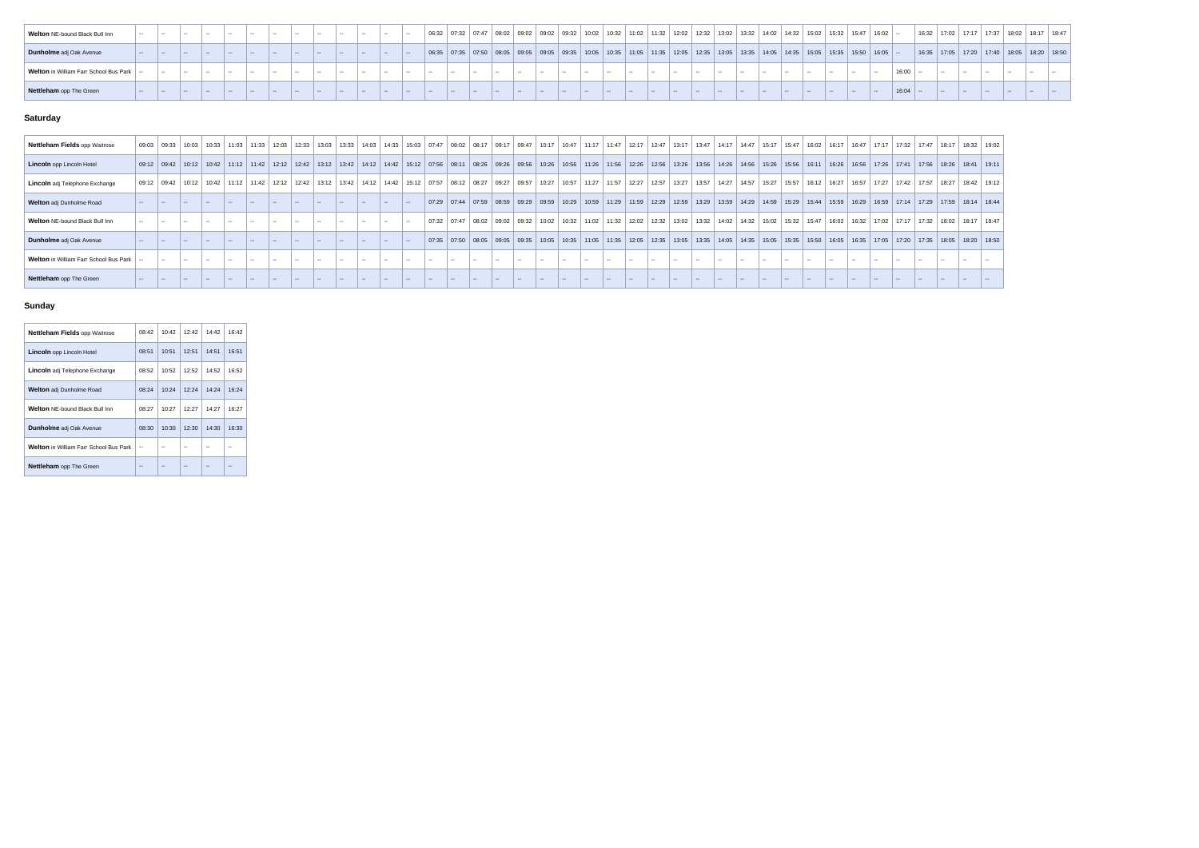| | | | | | | | | | | | | | | | | | | | | | | | | | | | | | | | | | | | | | | | | | | |
|---|---|---|---|---|---|---|---|---|---|---|---|---|---|---|---|---|---|---|---|---|---|---|---|---|---|---|---|---|---|---|---|---|---|---|---|---|---|---|---|---|---|---|
| **Welton** NE-bound Black Bull Inn | -- | -- | -- | -- | -- | -- | -- | -- | -- | -- | -- | -- | -- | 06:32 | 07:32 | 07:47 | 08:02 | 09:02 | 09:02 | 09:32 | 10:02 | 10:32 | 11:02 | 11:32 | 12:02 | 12:32 | 13:02 | 13:32 | 14:02 | 14:32 | 15:02 | 15:32 | 15:47 | 16:02 | -- | 16:32 | 17:02 | 17:17 | 17:37 | 18:02 | 18:17 | 18:47 |
| **Dunholme** adj Oak Avenue | -- | -- | -- | -- | -- | -- | -- | -- | -- | -- | -- | -- | -- | 06:35 | 07:35 | 07:50 | 08:05 | 09:05 | 09:05 | 09:35 | 10:05 | 10:35 | 11:05 | 11:35 | 12:05 | 12:35 | 13:05 | 13:35 | 14:05 | 14:35 | 15:05 | 15:35 | 15:50 | 16:05 | -- | 16:35 | 17:05 | 17:20 | 17:40 | 18:05 | 18:20 | 18:50 |
| **Welton** in William Farr School Bus Park | -- | -- | -- | -- | -- | -- | -- | -- | -- | -- | -- | -- | -- | -- | -- | -- | -- | -- | -- | -- | -- | -- | -- | -- | -- | -- | -- | -- | -- | -- | -- | -- | -- | -- | 16:00 | -- | -- | -- | -- | -- | -- | -- |
| **Nettleham** opp The Green | -- | -- | -- | -- | -- | -- | -- | -- | -- | -- | -- | -- | -- | -- | -- | -- | -- | -- | -- | -- | -- | -- | -- | -- | -- | -- | -- | -- | -- | -- | -- | -- | -- | -- | 16:04 | -- | -- | -- | -- | -- | -- | -- |

## Saturday

| | | | | | | | | | | | | | | | | | | | | | | | | | | | | | | | | | | | | | | | |
|---|---|---|---|---|---|---|---|---|---|---|---|---|---|---|---|---|---|---|---|---|---|---|---|---|---|---|---|---|---|---|---|---|---|---|---|---|---|---|---|
| **Nettleham Fields** opp Waitrose | 09:03 | 09:33 | 10:03 | 10:33 | 11:03 | 11:33 | 12:03 | 12:33 | 13:03 | 13:33 | 14:03 | 14:33 | 15:03 | 07:47 | 08:02 | 08:17 | 09:17 | 09:47 | 10:17 | 10:47 | 11:17 | 11:47 | 12:17 | 12:47 | 13:17 | 13:47 | 14:17 | 14:47 | 15:17 | 15:47 | 16:02 | 16:17 | 16:47 | 17:17 | 17:32 | 17:47 | 18:17 | 18:32 | 19:02 |
| **Lincoln** opp Lincoln Hotel | 09:12 | 09:42 | 10:12 | 10:42 | 11:12 | 11:42 | 12:12 | 12:42 | 13:12 | 13:42 | 14:12 | 14:42 | 15:12 | 07:56 | 08:11 | 08:26 | 09:26 | 09:56 | 10:26 | 10:56 | 11:26 | 11:56 | 12:26 | 12:56 | 13:26 | 13:56 | 14:26 | 14:56 | 15:26 | 15:56 | 16:11 | 16:26 | 16:56 | 17:26 | 17:41 | 17:56 | 18:26 | 18:41 | 19:11 |
| **Lincoln** adj Telephone Exchange | 09:12 | 09:42 | 10:12 | 10:42 | 11:12 | 11:42 | 12:12 | 12:42 | 13:12 | 13:42 | 14:12 | 14:42 | 15:12 | 07:57 | 08:12 | 08:27 | 09:27 | 09:57 | 10:27 | 10:57 | 11:27 | 11:57 | 12:27 | 12:57 | 13:27 | 13:57 | 14:27 | 14:57 | 15:27 | 15:57 | 16:12 | 16:27 | 16:57 | 17:27 | 17:42 | 17:57 | 18:27 | 18:42 | 19:12 |
| **Welton** adj Dunholme Road | -- | -- | -- | -- | -- | -- | -- | -- | -- | -- | -- | -- | -- | 07:29 | 07:44 | 07:59 | 08:59 | 09:29 | 09:59 | 10:29 | 10:59 | 11:29 | 11:59 | 12:29 | 12:59 | 13:29 | 13:59 | 14:29 | 14:59 | 15:29 | 15:44 | 15:59 | 16:29 | 16:59 | 17:14 | 17:29 | 17:59 | 18:14 | 18:44 |
| **Welton** NE-bound Black Bull Inn | -- | -- | -- | -- | -- | -- | -- | -- | -- | -- | -- | -- | -- | 07:32 | 07:47 | 08:02 | 09:02 | 09:32 | 10:02 | 10:32 | 11:02 | 11:32 | 12:02 | 12:32 | 13:02 | 13:32 | 14:02 | 14:32 | 15:02 | 15:32 | 15:47 | 16:02 | 16:32 | 17:02 | 17:17 | 17:32 | 18:02 | 18:17 | 18:47 |
| **Dunholme** adj Oak Avenue | -- | -- | -- | -- | -- | -- | -- | -- | -- | -- | -- | -- | -- | 07:35 | 07:50 | 08:05 | 09:05 | 09:35 | 10:05 | 10:35 | 11:05 | 11:35 | 12:05 | 12:35 | 13:05 | 13:35 | 14:05 | 14:35 | 15:05 | 15:35 | 15:50 | 16:05 | 16:35 | 17:05 | 17:20 | 17:35 | 18:05 | 18:20 | 18:50 |
| **Welton** in William Farr School Bus Park | -- | -- | -- | -- | -- | -- | -- | -- | -- | -- | -- | -- | -- | -- | -- | -- | -- | -- | -- | -- | -- | -- | -- | -- | -- | -- | -- | -- | -- | -- | -- | -- | -- | -- | -- | -- | -- | -- | -- |
| **Nettleham** opp The Green | -- | -- | -- | -- | -- | -- | -- | -- | -- | -- | -- | -- | -- | -- | -- | -- | -- | -- | -- | -- | -- | -- | -- | -- | -- | -- | -- | -- | -- | -- | -- | -- | -- | -- | -- | -- | -- | -- | -- |

## Sunday

| | | | | | |
|---|---|---|---|---|---|
| **Nettleham Fields** opp Waitrose | 08:42 | 10:42 | 12:42 | 14:42 | 16:42 |
| **Lincoln** opp Lincoln Hotel | 08:51 | 10:51 | 12:51 | 14:51 | 16:51 |
| **Lincoln** adj Telephone Exchange | 08:52 | 10:52 | 12:52 | 14:52 | 16:52 |
| **Welton** adj Dunholme Road | 08:24 | 10:24 | 12:24 | 14:24 | 16:24 |
| **Welton** NE-bound Black Bull Inn | 08:27 | 10:27 | 12:27 | 14:27 | 16:27 |
| **Dunholme** adj Oak Avenue | 08:30 | 10:30 | 12:30 | 14:30 | 16:30 |
| **Welton** in William Farr School Bus Park | -- | -- | -- | -- | -- |
| **Nettleham** opp The Green | -- | -- | -- | -- | -- |